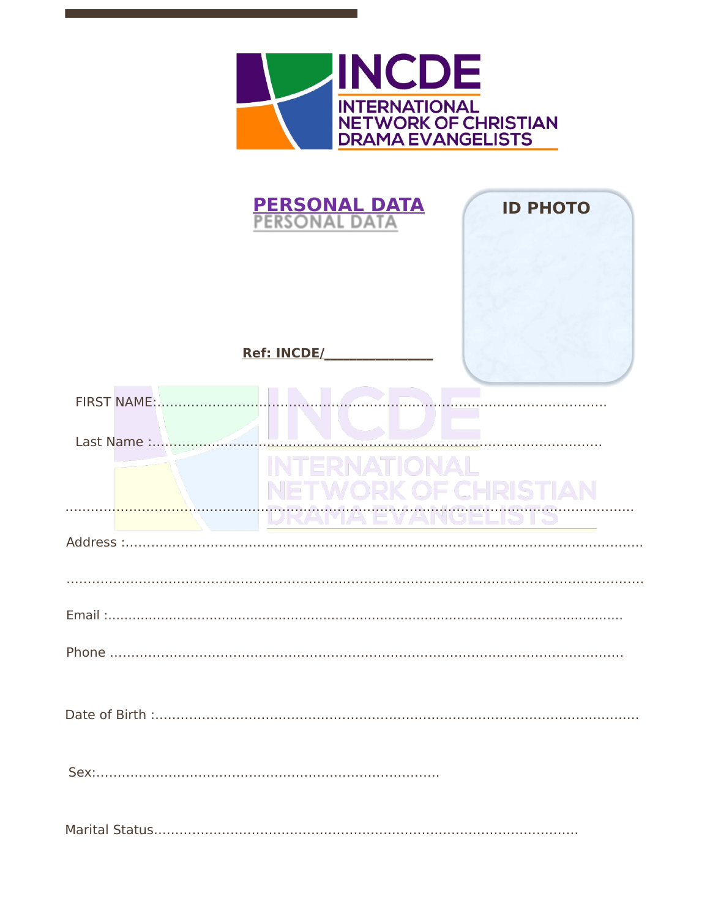# INCDE

INTERNATIONAL NETWORK OF CHRISTIAN DRAMA EVANGELISTS

## PERSONAL DATA

ID PHOTO

**Ref: INCDE/\_\_\_\_\_\_\_\_\_\_\_\_\_\_\_\_**

FIRST NAME:..........................................................................................................................

Last Name :.........................................................................................................................

..........................................................................................................................................

Address :..............................................................................................................................

..........................................................................................................................................

Email :.................................................................................................................................

Phone ................................................................................................................................

Date of Birth :......................................................................................................................

Sex:...............................................................................

Marital Status.........................................................................................................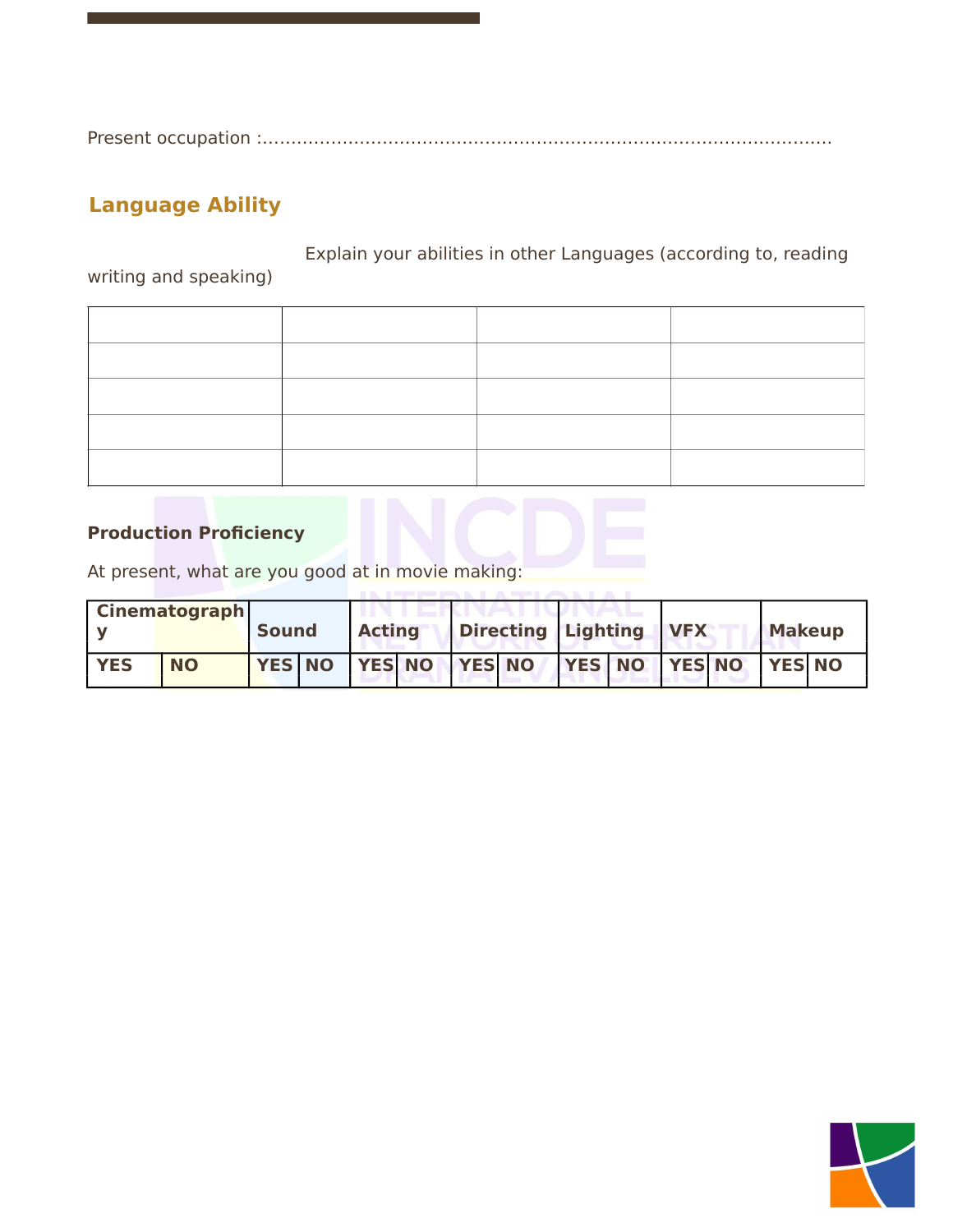Present occupation :……………………………………………………………………………………

## Language Ability

Explain your abilities in other Languages (according to, reading writing and speaking)

| | | | |
|---|---|---|---|
| | | | |
| | | | |
| | | | |
| | | | |

**Production Proficiency**

At present, what are you good at in movie making:

| **Cinematography** | | **Sound** | | **Acting** | | **Directing** | | **Lighting** | | **VFX** | | **Makeup** | |
|---|---|---|---|---|---|---|---|---|---|---|---|---|---|
| **YES** | **NO** | **YES** | **NO** | **YES** | **NO** | **YES** | **NO** | **YES** | **NO** | **YES** | **NO** | **YES** | **NO** |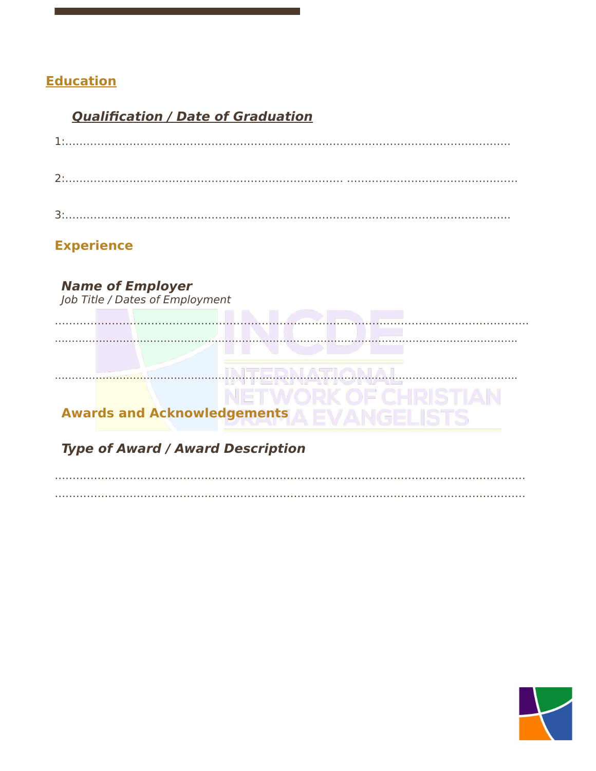## Education

### ***Qualification / Date of Graduation***

1:........................................................................................................................

2:........................................................................ .............................................

3:........................................................................................................................

## Experience

***Name of Employer***
*Job Title / Dates of Employment*

..........................................................................................................................................
.......................................................................................................................................

.......................................................................................................................................

## Awards and Acknowledgements

***Type of Award / Award Description***

.........................................................................................................................................
.........................................................................................................................................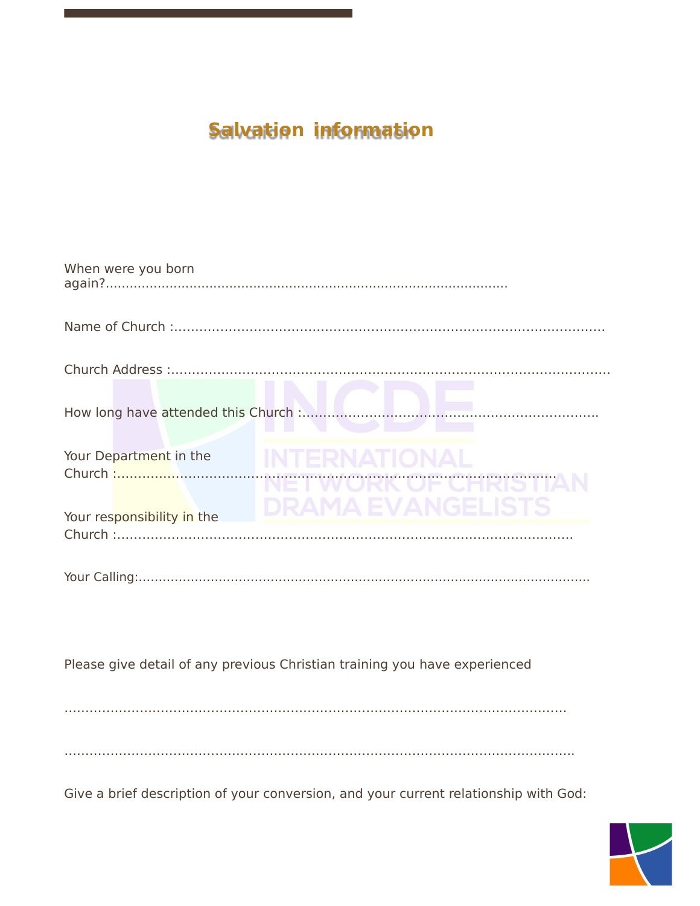## Salvation information

When were you born again?......................................................................................................

Name of Church :..................................................................................................

Church Address :.....................................................................................................

How long have attended this Church :.....................................................................

Your Department in the Church :...........................................................................................

Your responsibility in the Church :..........................................................................................

Your Calling:.............................................................................................................

Please give detail of any previous Christian training you have experienced

..................................................................................................................

..................................................................................................................

Give a brief description of your conversion, and your current relationship with God: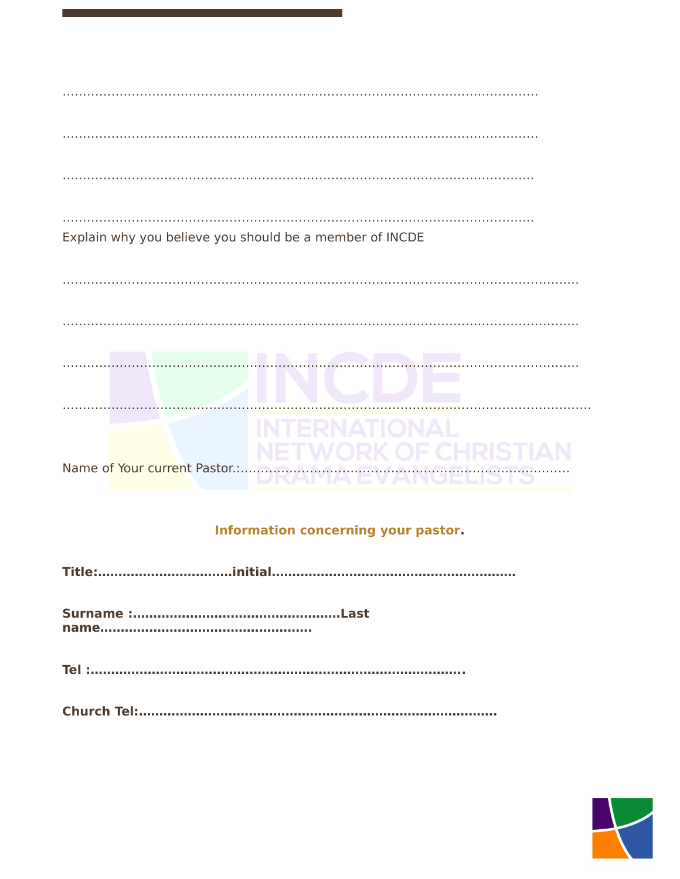……………………………………………………………………………………………………

……………………………………………………………………………………………………

……………………………………………………………………………………………………

……………………………………………………………………………………………………

Explain why you believe you should be a member of INCDE

……………………………………………………………………………………………………………

……………………………………………………………………………………………………………

……………………………………………………………………………………………………………

……………………………………………………………………………………………………………

Name of Your current Pastor.:……………………………………………………………………………

**Information concerning your pastor.**

**Title:……………………………initial…………………………………………………**

**Surname :…………………………………………Last name…………………………………………**

**Tel :…………………………………………………………………………………**

**Church Tel:…………………………………………………………………………**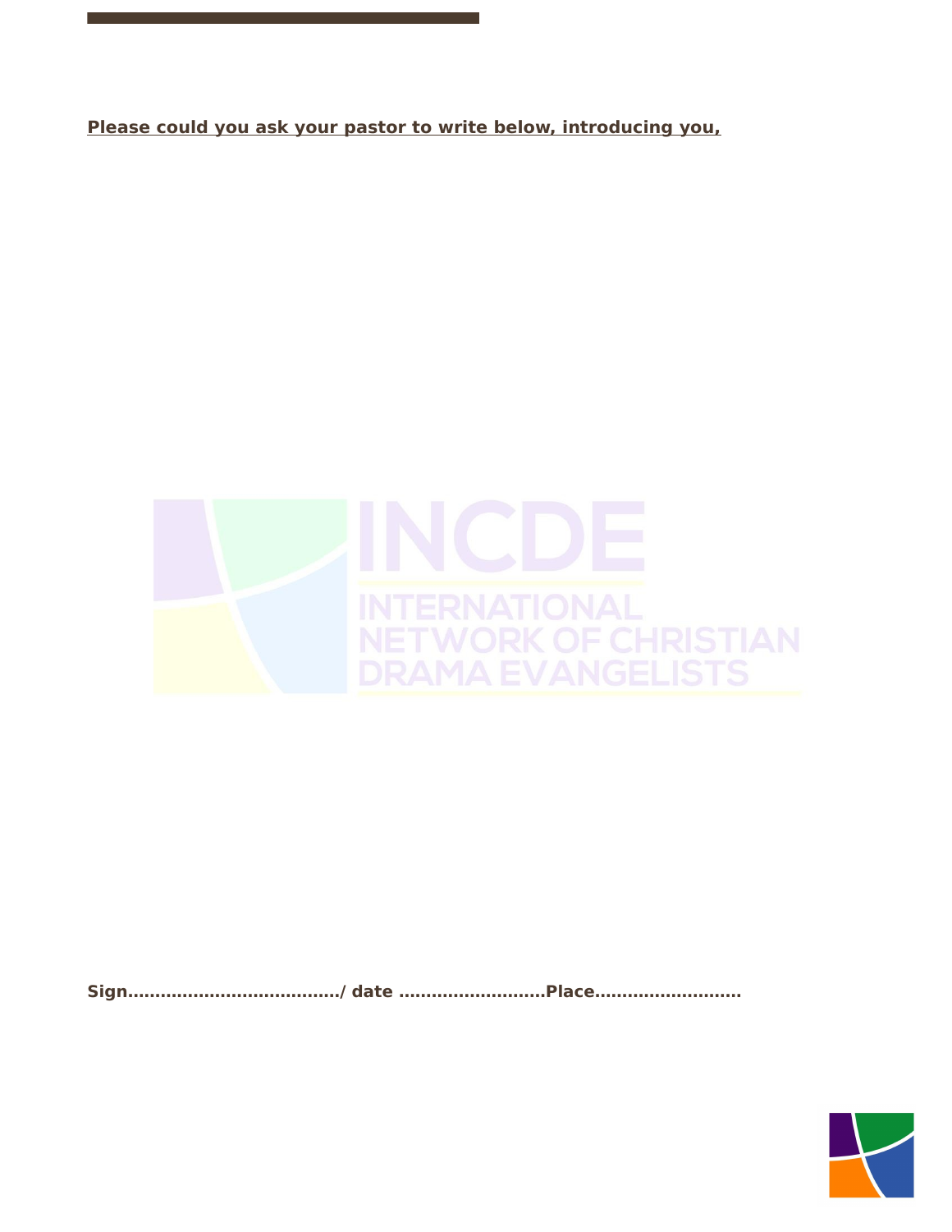**<u>Please could you ask your pastor to write below, introducing you,</u>**

**Sign………………………………./ date ……………………..Place……………………..**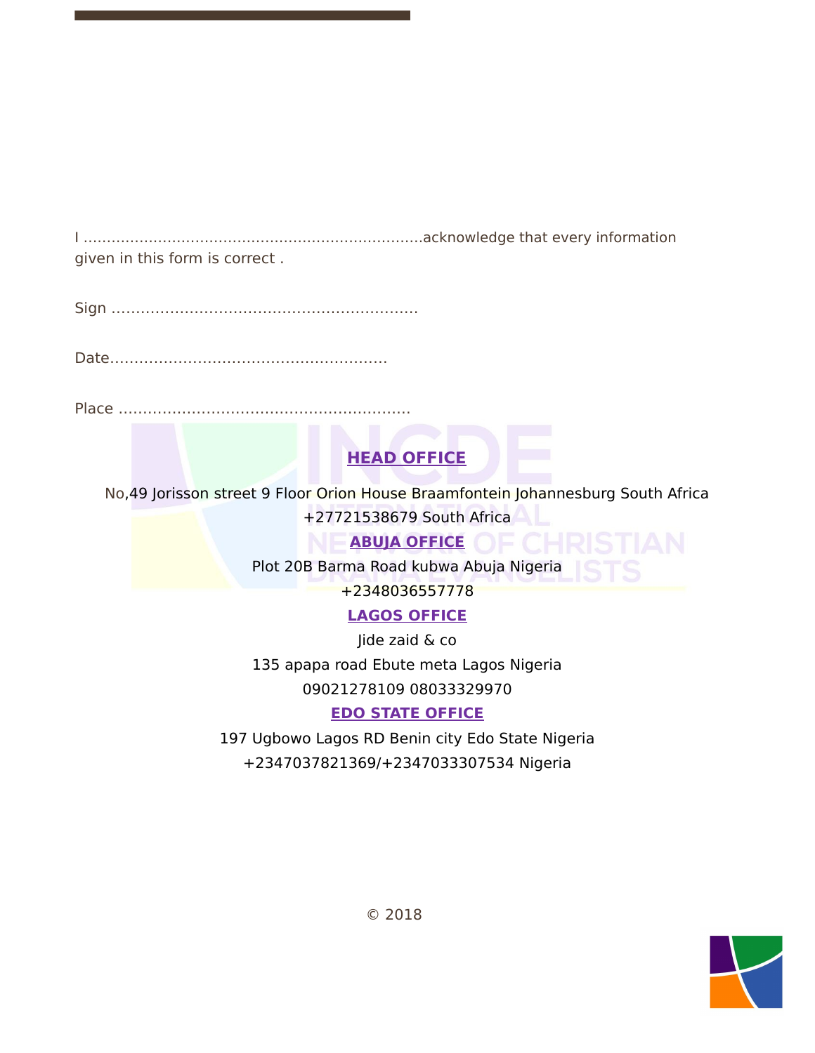I ........................................................................acknowledge that every information given in this form is correct .

Sign ..............................................................

Date........................................................

Place ..........................................................

**HEAD OFFICE**

No,49 Jorisson street 9 Floor Orion House Braamfontein Johannesburg South Africa
+27721538679 South Africa

**ABUJA OFFICE**

Plot 20B Barma Road kubwa Abuja Nigeria
+2348036557778

**LAGOS OFFICE**

Jide zaid & co
135 apapa road Ebute meta Lagos Nigeria
09021278109 08033329970

**EDO STATE OFFICE**

197 Ugbowo Lagos RD Benin city Edo State Nigeria
+2347037821369/+2347033307534 Nigeria

© 2018